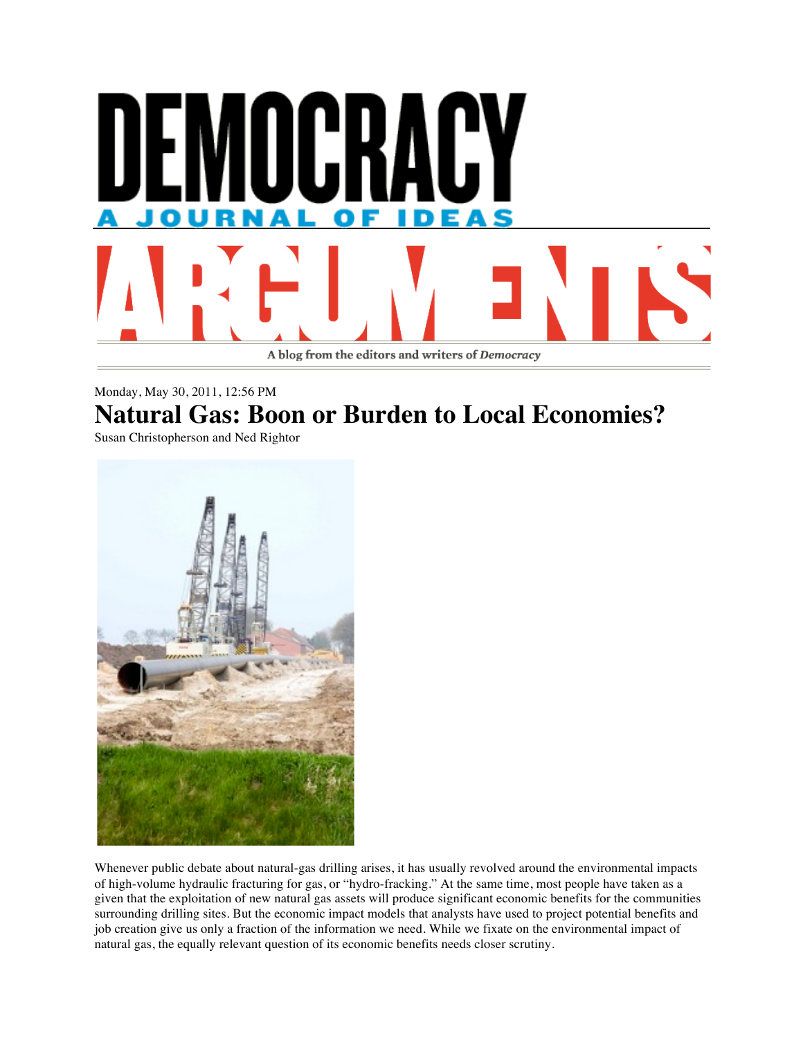# DEMOCRACY

A JOURNAL OF IDEAS

# ARGUMENTS

A blog from the editors and writers of *Democracy*

Monday, May 30, 2011, 12:56 PM

## Natural Gas: Boon or Burden to Local Economies?

Susan Christopherson and Ned Rightor

Whenever public debate about natural-gas drilling arises, it has usually revolved around the environmental impacts of high-volume hydraulic fracturing for gas, or "hydro-fracking." At the same time, most people have taken as a given that the exploitation of new natural gas assets will produce significant economic benefits for the communities surrounding drilling sites. But the economic impact models that analysts have used to project potential benefits and job creation give us only a fraction of the information we need. While we fixate on the environmental impact of natural gas, the equally relevant question of its economic benefits needs closer scrutiny.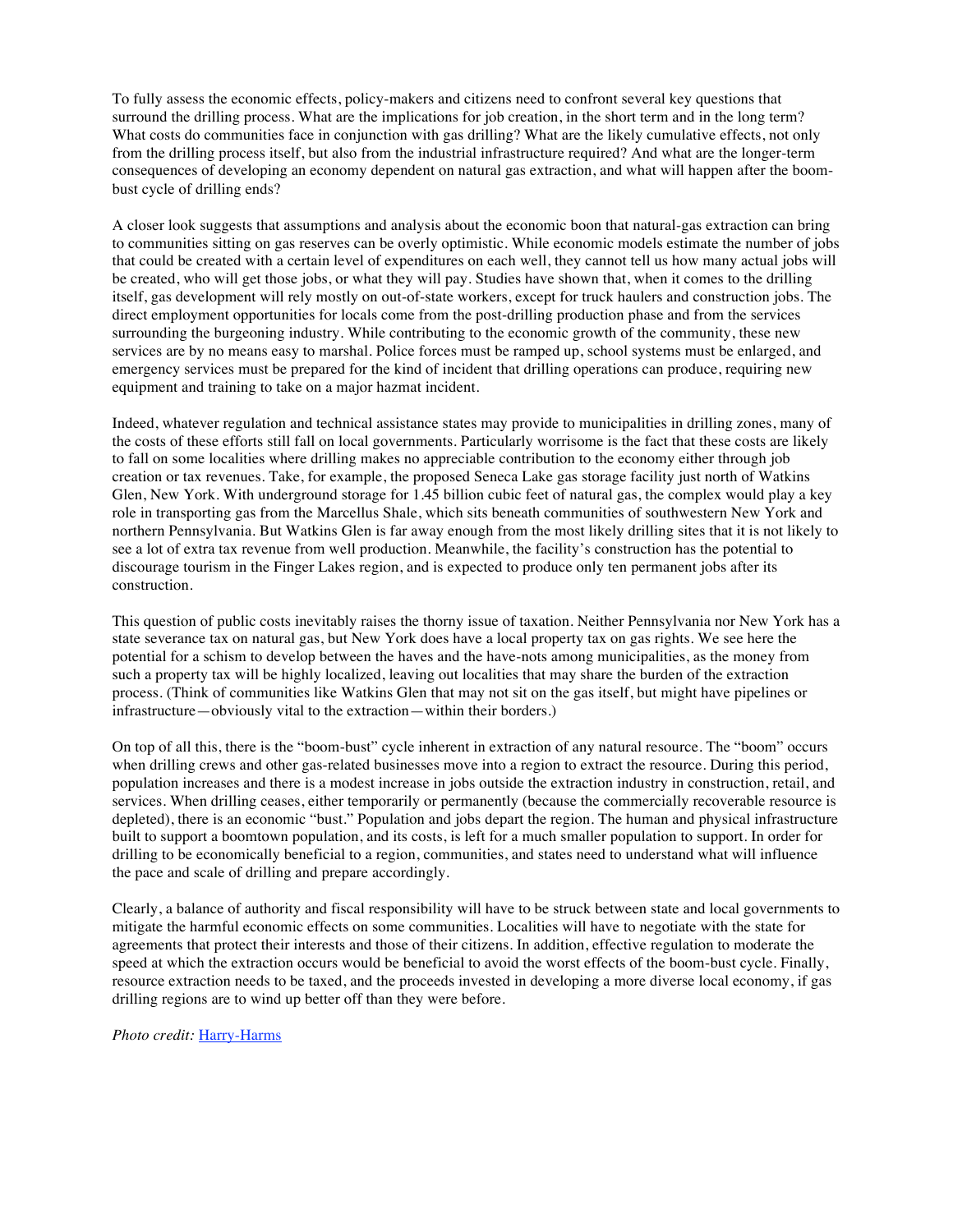To fully assess the economic effects, policy-makers and citizens need to confront several key questions that surround the drilling process. What are the implications for job creation, in the short term and in the long term? What costs do communities face in conjunction with gas drilling? What are the likely cumulative effects, not only from the drilling process itself, but also from the industrial infrastructure required? And what are the longer-term consequences of developing an economy dependent on natural gas extraction, and what will happen after the boom-bust cycle of drilling ends?

A closer look suggests that assumptions and analysis about the economic boon that natural-gas extraction can bring to communities sitting on gas reserves can be overly optimistic. While economic models estimate the number of jobs that could be created with a certain level of expenditures on each well, they cannot tell us how many actual jobs will be created, who will get those jobs, or what they will pay. Studies have shown that, when it comes to the drilling itself, gas development will rely mostly on out-of-state workers, except for truck haulers and construction jobs. The direct employment opportunities for locals come from the post-drilling production phase and from the services surrounding the burgeoning industry. While contributing to the economic growth of the community, these new services are by no means easy to marshal. Police forces must be ramped up, school systems must be enlarged, and emergency services must be prepared for the kind of incident that drilling operations can produce, requiring new equipment and training to take on a major hazmat incident.

Indeed, whatever regulation and technical assistance states may provide to municipalities in drilling zones, many of the costs of these efforts still fall on local governments. Particularly worrisome is the fact that these costs are likely to fall on some localities where drilling makes no appreciable contribution to the economy either through job creation or tax revenues. Take, for example, the proposed Seneca Lake gas storage facility just north of Watkins Glen, New York. With underground storage for 1.45 billion cubic feet of natural gas, the complex would play a key role in transporting gas from the Marcellus Shale, which sits beneath communities of southwestern New York and northern Pennsylvania. But Watkins Glen is far away enough from the most likely drilling sites that it is not likely to see a lot of extra tax revenue from well production. Meanwhile, the facility's construction has the potential to discourage tourism in the Finger Lakes region, and is expected to produce only ten permanent jobs after its construction.

This question of public costs inevitably raises the thorny issue of taxation. Neither Pennsylvania nor New York has a state severance tax on natural gas, but New York does have a local property tax on gas rights. We see here the potential for a schism to develop between the haves and the have-nots among municipalities, as the money from such a property tax will be highly localized, leaving out localities that may share the burden of the extraction process. (Think of communities like Watkins Glen that may not sit on the gas itself, but might have pipelines or infrastructure—obviously vital to the extraction—within their borders.)

On top of all this, there is the "boom-bust" cycle inherent in extraction of any natural resource. The "boom" occurs when drilling crews and other gas-related businesses move into a region to extract the resource. During this period, population increases and there is a modest increase in jobs outside the extraction industry in construction, retail, and services. When drilling ceases, either temporarily or permanently (because the commercially recoverable resource is depleted), there is an economic "bust." Population and jobs depart the region. The human and physical infrastructure built to support a boomtown population, and its costs, is left for a much smaller population to support. In order for drilling to be economically beneficial to a region, communities, and states need to understand what will influence the pace and scale of drilling and prepare accordingly.

Clearly, a balance of authority and fiscal responsibility will have to be struck between state and local governments to mitigate the harmful economic effects on some communities. Localities will have to negotiate with the state for agreements that protect their interests and those of their citizens. In addition, effective regulation to moderate the speed at which the extraction occurs would be beneficial to avoid the worst effects of the boom-bust cycle. Finally, resource extraction needs to be taxed, and the proceeds invested in developing a more diverse local economy, if gas drilling regions are to wind up better off than they were before.

*Photo credit:* Harry-Harms